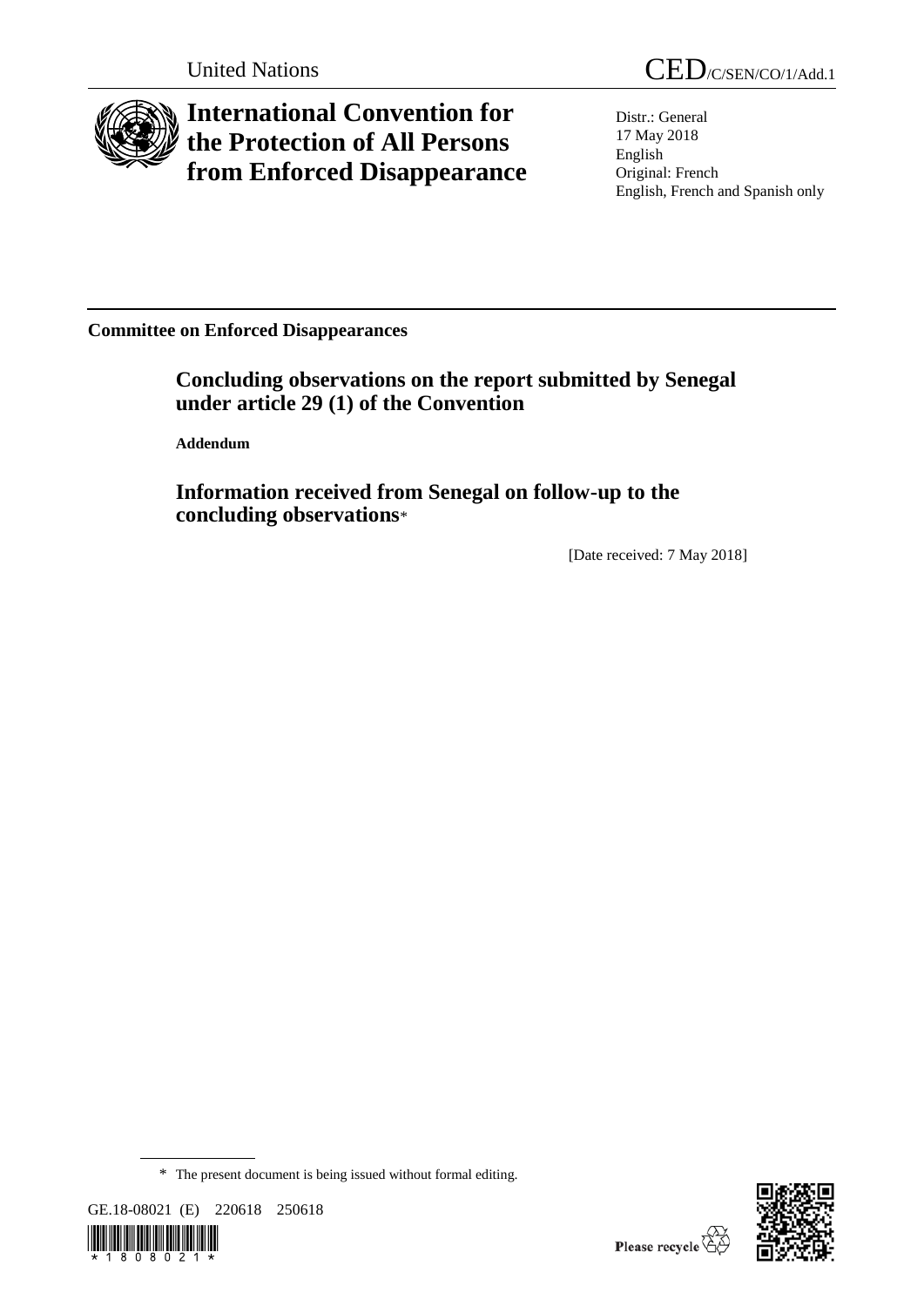United Nations

CED/C/SEN/CO/1/Add.1

# International Convention for the Protection of All Persons from Enforced Disappearance

Distr.: General
17 May 2018
English
Original: French
English, French and Spanish only

**Committee on Enforced Disappearances**

## Concluding observations on the report submitted by Senegal under article 29 (1) of the Convention

**Addendum**

## Information received from Senegal on follow-up to the concluding observations*

[Date received: 7 May 2018]

\* The present document is being issued without formal editing.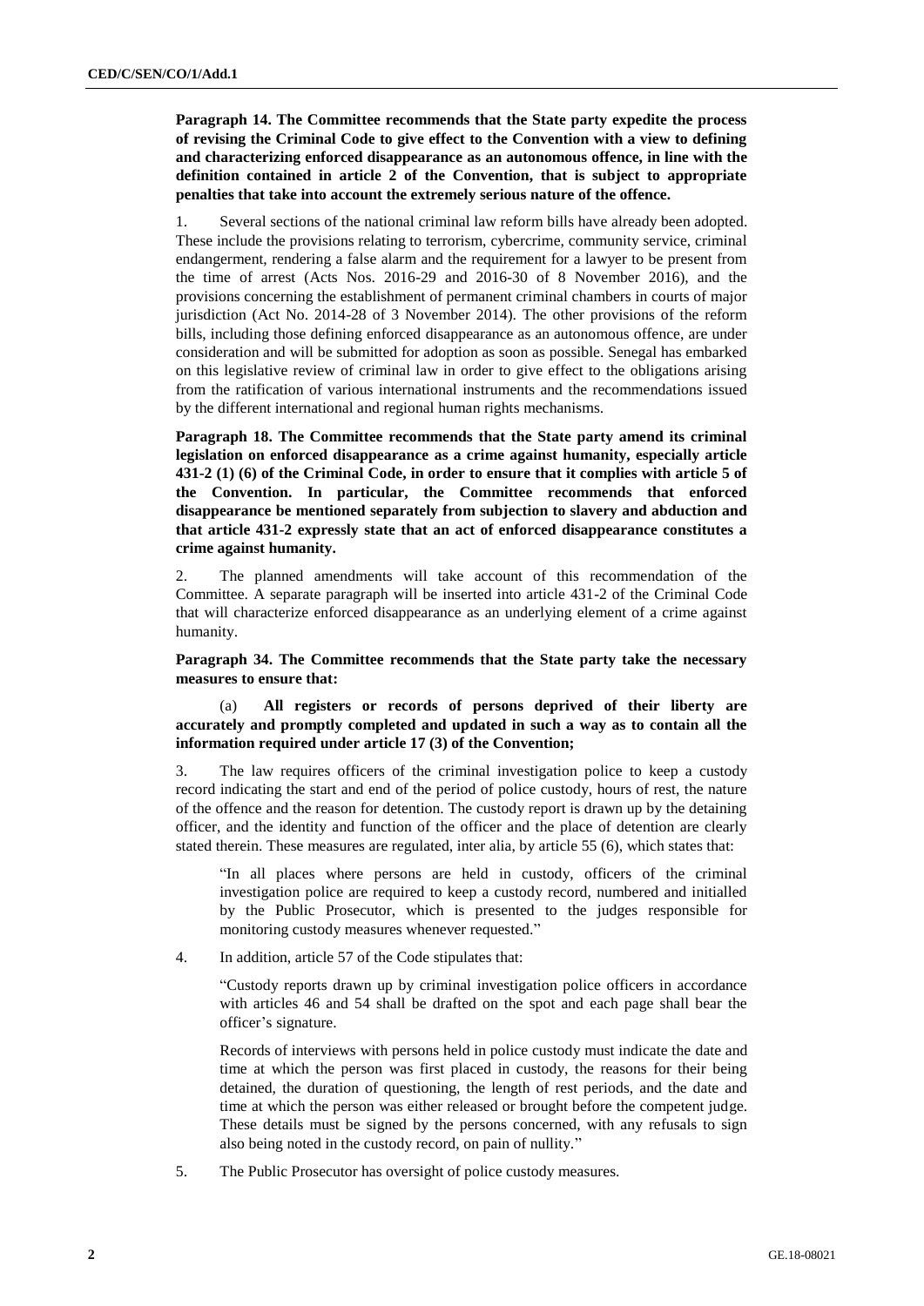**Paragraph 14. The Committee recommends that the State party expedite the process of revising the Criminal Code to give effect to the Convention with a view to defining and characterizing enforced disappearance as an autonomous offence, in line with the definition contained in article 2 of the Convention, that is subject to appropriate penalties that take into account the extremely serious nature of the offence.**

1. Several sections of the national criminal law reform bills have already been adopted. These include the provisions relating to terrorism, cybercrime, community service, criminal endangerment, rendering a false alarm and the requirement for a lawyer to be present from the time of arrest (Acts Nos. 2016-29 and 2016-30 of 8 November 2016), and the provisions concerning the establishment of permanent criminal chambers in courts of major jurisdiction (Act No. 2014-28 of 3 November 2014). The other provisions of the reform bills, including those defining enforced disappearance as an autonomous offence, are under consideration and will be submitted for adoption as soon as possible. Senegal has embarked on this legislative review of criminal law in order to give effect to the obligations arising from the ratification of various international instruments and the recommendations issued by the different international and regional human rights mechanisms.

**Paragraph 18. The Committee recommends that the State party amend its criminal legislation on enforced disappearance as a crime against humanity, especially article 431-2 (1) (6) of the Criminal Code, in order to ensure that it complies with article 5 of the Convention. In particular, the Committee recommends that enforced disappearance be mentioned separately from subjection to slavery and abduction and that article 431-2 expressly state that an act of enforced disappearance constitutes a crime against humanity.**

2. The planned amendments will take account of this recommendation of the Committee. A separate paragraph will be inserted into article 431-2 of the Criminal Code that will characterize enforced disappearance as an underlying element of a crime against humanity.

**Paragraph 34. The Committee recommends that the State party take the necessary measures to ensure that:**

(a) **All registers or records of persons deprived of their liberty are accurately and promptly completed and updated in such a way as to contain all the information required under article 17 (3) of the Convention;**

3. The law requires officers of the criminal investigation police to keep a custody record indicating the start and end of the period of police custody, hours of rest, the nature of the offence and the reason for detention. The custody report is drawn up by the detaining officer, and the identity and function of the officer and the place of detention are clearly stated therein. These measures are regulated, inter alia, by article 55 (6), which states that:

> "In all places where persons are held in custody, officers of the criminal investigation police are required to keep a custody record, numbered and initialled by the Public Prosecutor, which is presented to the judges responsible for monitoring custody measures whenever requested."

4. In addition, article 57 of the Code stipulates that:

> "Custody reports drawn up by criminal investigation police officers in accordance with articles 46 and 54 shall be drafted on the spot and each page shall bear the officer's signature.
>
> Records of interviews with persons held in police custody must indicate the date and time at which the person was first placed in custody, the reasons for their being detained, the duration of questioning, the length of rest periods, and the date and time at which the person was either released or brought before the competent judge. These details must be signed by the persons concerned, with any refusals to sign also being noted in the custody record, on pain of nullity."

5. The Public Prosecutor has oversight of police custody measures.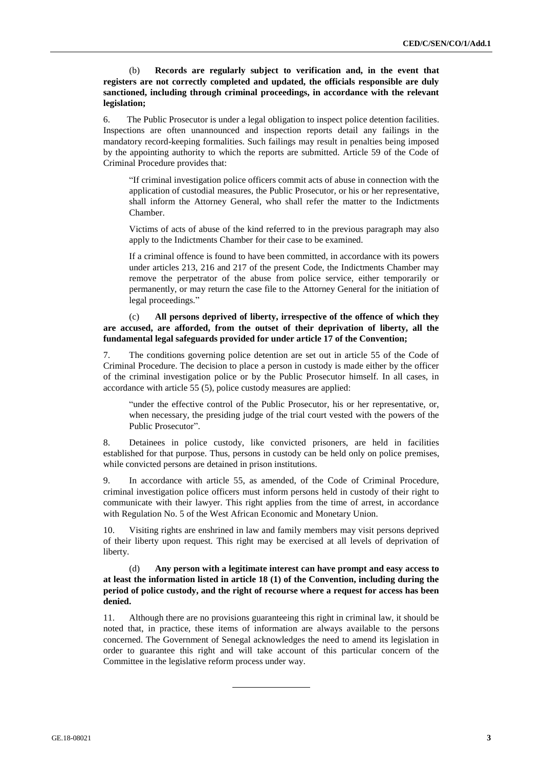(b) **Records are regularly subject to verification and, in the event that registers are not correctly completed and updated, the officials responsible are duly sanctioned, including through criminal proceedings, in accordance with the relevant legislation;**

6. The Public Prosecutor is under a legal obligation to inspect police detention facilities. Inspections are often unannounced and inspection reports detail any failings in the mandatory record-keeping formalities. Such failings may result in penalties being imposed by the appointing authority to which the reports are submitted. Article 59 of the Code of Criminal Procedure provides that:

> "If criminal investigation police officers commit acts of abuse in connection with the application of custodial measures, the Public Prosecutor, or his or her representative, shall inform the Attorney General, who shall refer the matter to the Indictments Chamber.
>
> Victims of acts of abuse of the kind referred to in the previous paragraph may also apply to the Indictments Chamber for their case to be examined.
>
> If a criminal offence is found to have been committed, in accordance with its powers under articles 213, 216 and 217 of the present Code, the Indictments Chamber may remove the perpetrator of the abuse from police service, either temporarily or permanently, or may return the case file to the Attorney General for the initiation of legal proceedings."

(c) **All persons deprived of liberty, irrespective of the offence of which they are accused, are afforded, from the outset of their deprivation of liberty, all the fundamental legal safeguards provided for under article 17 of the Convention;**

7. The conditions governing police detention are set out in article 55 of the Code of Criminal Procedure. The decision to place a person in custody is made either by the officer of the criminal investigation police or by the Public Prosecutor himself. In all cases, in accordance with article 55 (5), police custody measures are applied:

> "under the effective control of the Public Prosecutor, his or her representative, or, when necessary, the presiding judge of the trial court vested with the powers of the Public Prosecutor".

8. Detainees in police custody, like convicted prisoners, are held in facilities established for that purpose. Thus, persons in custody can be held only on police premises, while convicted persons are detained in prison institutions.

9. In accordance with article 55, as amended, of the Code of Criminal Procedure, criminal investigation police officers must inform persons held in custody of their right to communicate with their lawyer. This right applies from the time of arrest, in accordance with Regulation No. 5 of the West African Economic and Monetary Union.

10. Visiting rights are enshrined in law and family members may visit persons deprived of their liberty upon request. This right may be exercised at all levels of deprivation of liberty.

(d) **Any person with a legitimate interest can have prompt and easy access to at least the information listed in article 18 (1) of the Convention, including during the period of police custody, and the right of recourse where a request for access has been denied.**

11. Although there are no provisions guaranteeing this right in criminal law, it should be noted that, in practice, these items of information are always available to the persons concerned. The Government of Senegal acknowledges the need to amend its legislation in order to guarantee this right and will take account of this particular concern of the Committee in the legislative reform process under way.